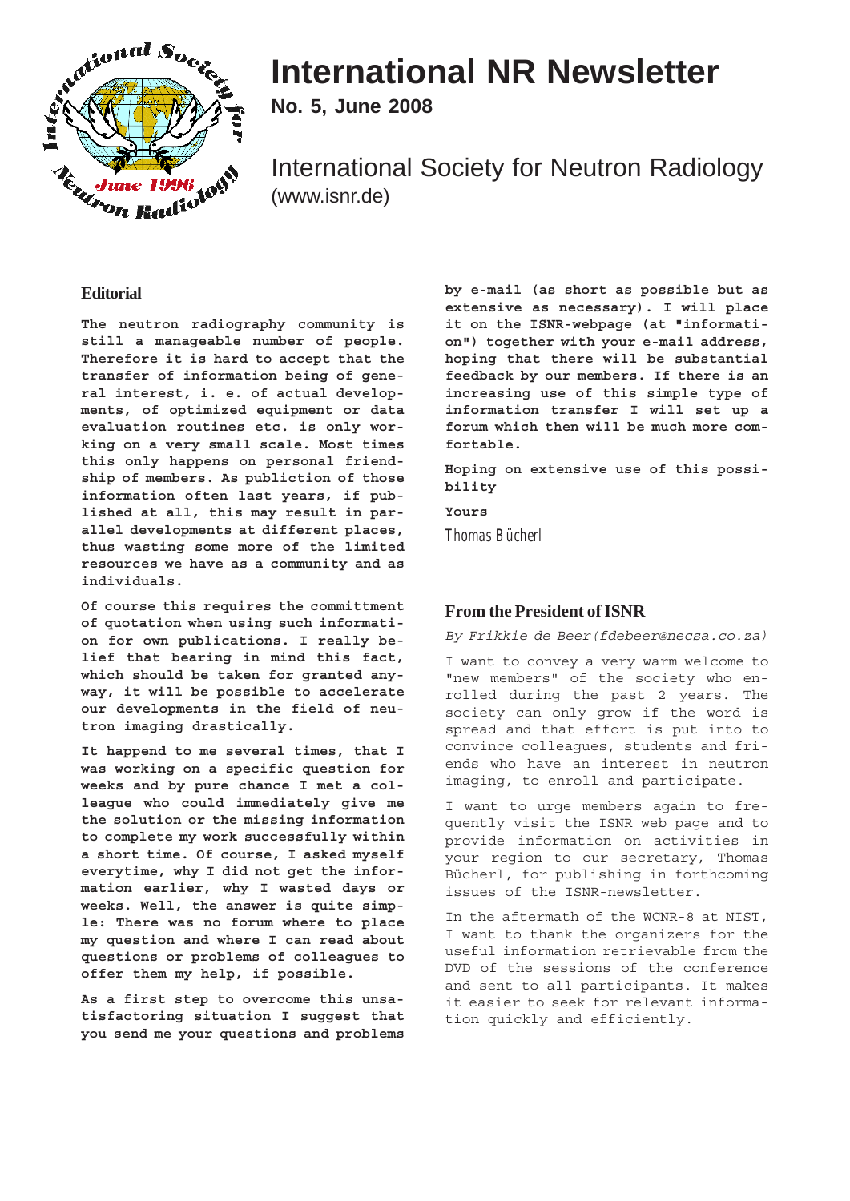# International NR Newsletter

**No. 5, June 2008**

International Society for Neutron Radiology
(www.isnr.de)

## Editorial

**The neutron radiography community is still a manageable number of people. Therefore it is hard to accept that the transfer of information being of general interest, i. e. of actual developments, of optimized equipment or data evaluation routines etc. is only working on a very small scale. Most times this only happens on personal friendship of members. As publiction of those information often last years, if published at all, this may result in parallel developments at different places, thus wasting some more of the limited resources we have as a community and as individuals.**

**Of course this requires the committment of quotation when using such information for own publications. I really belief that bearing in mind this fact, which should be taken for granted anyway, it will be possible to accelerate our developments in the field of neutron imaging drastically.**

**It happend to me several times, that I was working on a specific question for weeks and by pure chance I met a colleague who could immediately give me the solution or the missing information to complete my work successfully within a short time. Of course, I asked myself everytime, why I did not get the information earlier, why I wasted days or weeks. Well, the answer is quite simple: There was no forum where to place my question and where I can read about questions or problems of colleagues to offer them my help, if possible.**

**As a first step to overcome this unsatisfactoring situation I suggest that you send me your questions and problems by e-mail (as short as possible but as extensive as necessary). I will place it on the ISNR-webpage (at "information") together with your e-mail address, hoping that there will be substantial feedback by our members. If there is an increasing use of this simple type of information transfer I will set up a forum which then will be much more comfortable.**

**Hoping on extensive use of this possibility**

**Yours**

Thomas Bücherl

## From the President of ISNR

*By Frikkie de Beer(fdebeer@necsa.co.za)*

I want to convey a very warm welcome to "new members" of the society who enrolled during the past 2 years. The society can only grow if the word is spread and that effort is put into to convince colleagues, students and friends who have an interest in neutron imaging, to enroll and participate.

I want to urge members again to frequently visit the ISNR web page and to provide information on activities in your region to our secretary, Thomas Bücherl, for publishing in forthcoming issues of the ISNR-newsletter.

In the aftermath of the WCNR-8 at NIST, I want to thank the organizers for the useful information retrievable from the DVD of the sessions of the conference and sent to all participants. It makes it easier to seek for relevant information quickly and efficiently.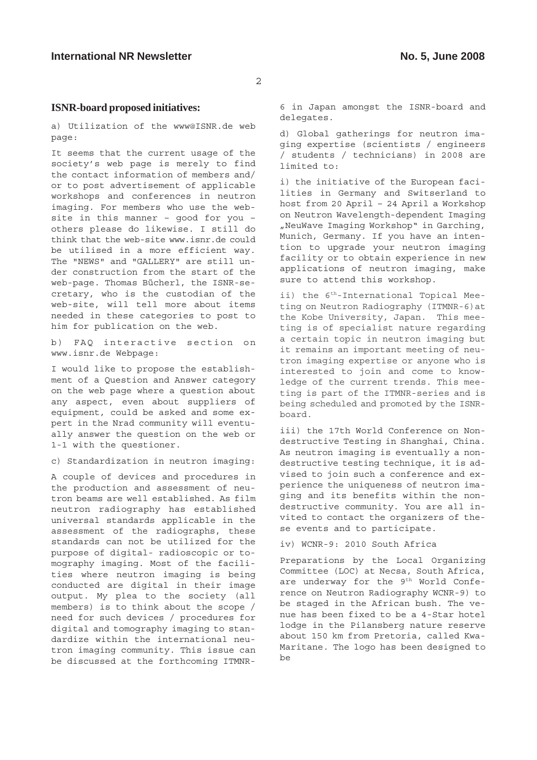## ISNR-board proposed initiatives:

a) Utilization of the www@ISNR.de web page:

It seems that the current usage of the society's web page is merely to find the contact information of members and/ or to post advertisement of applicable workshops and conferences in neutron imaging. For members who use the website in this manner – good for you – others please do likewise. I still do think that the web-site www.isnr.de could be utilised in a more efficient way. The "NEWS" and "GALLERY" are still under construction from the start of the web-page. Thomas Bücherl, the ISNR-secretary, who is the custodian of the web-site, will tell more about items needed in these categories to post to him for publication on the web.

b) FAQ interactive section on www.isnr.de Webpage:

I would like to propose the establishment of a Question and Answer category on the web page where a question about any aspect, even about suppliers of equipment, could be asked and some expert in the Nrad community will eventually answer the question on the web or 1-1 with the questioner.

c) Standardization in neutron imaging:

A couple of devices and procedures in the production and assessment of neutron beams are well established. As film neutron radiography has established universal standards applicable in the assessment of the radiographs, these standards can not be utilized for the purpose of digital- radioscopic or tomography imaging. Most of the facilities where neutron imaging is being conducted are digital in their image output. My plea to the society (all members) is to think about the scope / need for such devices / procedures for digital and tomography imaging to standardize within the international neutron imaging community. This issue can be discussed at the forthcoming ITMNR-6 in Japan amongst the ISNR-board and delegates.

d) Global gatherings for neutron imaging expertise (scientists / engineers / students / technicians) in 2008 are limited to:

i) the initiative of the European facilities in Germany and Switzerland to host from 20 April – 24 April a Workshop on Neutron Wavelength-dependent Imaging „NeuWave Imaging Workshop" in Garching, Munich, Germany. If you have an intention to upgrade your neutron imaging facility or to obtain experience in new applications of neutron imaging, make sure to attend this workshop.

ii) the 6$^{th}$-International Topical Meeting on Neutron Radiography (ITMNR-6) at the Kobe University, Japan. This meeting is of specialist nature regarding a certain topic in neutron imaging but it remains an important meeting of neutron imaging expertise or anyone who is interested to join and come to knowledge of the current trends. This meeting is part of the ITMNR-series and is being scheduled and promoted by the ISNR-board.

iii) the 17th World Conference on Non-destructive Testing in Shanghai, China. As neutron imaging is eventually a non-destructive testing technique, it is advised to join such a conference and experience the uniqueness of neutron imaging and its benefits within the non-destructive community. You are all invited to contact the organizers of these events and to participate.

iv) WCNR-9: 2010 South Africa

Preparations by the Local Organizing Committee (LOC) at Necsa, South Africa, are underway for the 9$^{th}$ World Conference on Neutron Radiography WCNR-9) to be staged in the African bush. The venue has been fixed to be a 4-Star hotel lodge in the Pilansberg nature reserve about 150 km from Pretoria, called Kwa-Maritane. The logo has been designed to be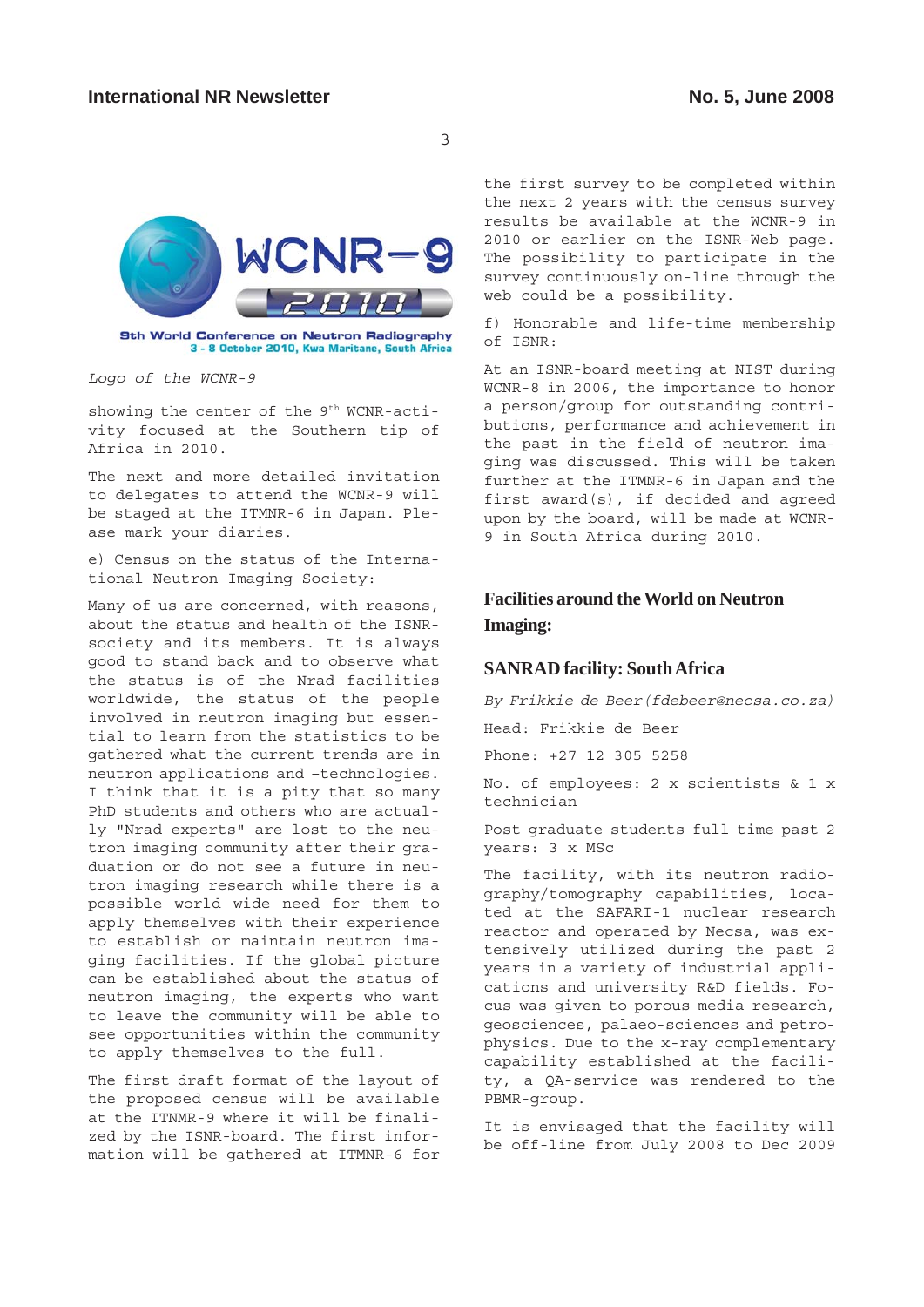WCNR-9

2010

9th World Conference on Neutron Radiography
3 - 8 October 2010, Kwa Maritane, South Africa

*Logo of the WCNR-9*

showing the center of the 9th WCNR-activity focused at the Southern tip of Africa in 2010.

The next and more detailed invitation to delegates to attend the WCNR-9 will be staged at the ITMNR-6 in Japan. Please mark your diaries.

e) Census on the status of the International Neutron Imaging Society:

Many of us are concerned, with reasons, about the status and health of the ISNR-society and its members. It is always good to stand back and to observe what the status is of the Nrad facilities worldwide, the status of the people involved in neutron imaging but essential to learn from the statistics to be gathered what the current trends are in neutron applications and –technologies. I think that it is a pity that so many PhD students and others who are actually "Nrad experts" are lost to the neutron imaging community after their graduation or do not see a future in neutron imaging research while there is a possible world wide need for them to apply themselves with their experience to establish or maintain neutron imaging facilities. If the global picture can be established about the status of neutron imaging, the experts who want to leave the community will be able to see opportunities within the community to apply themselves to the full.

The first draft format of the layout of the proposed census will be available at the ITNMR-9 where it will be finalized by the ISNR-board. The first information will be gathered at ITMNR-6 for the first survey to be completed within the next 2 years with the census survey results be available at the WCNR-9 in 2010 or earlier on the ISNR-Web page. The possibility to participate in the survey continuously on-line through the web could be a possibility.

f) Honorable and life-time membership of ISNR:

At an ISNR-board meeting at NIST during WCNR-8 in 2006, the importance to honor a person/group for outstanding contributions, performance and achievement in the past in the field of neutron imaging was discussed. This will be taken further at the ITMNR-6 in Japan and the first award(s), if decided and agreed upon by the board, will be made at WCNR-9 in South Africa during 2010.

## Facilities around the World on Neutron Imaging:

### SANRAD facility: South Africa

*By Frikkie de Beer (fdebeer@necsa.co.za)*

Head: Frikkie de Beer

Phone: +27 12 305 5258

No. of employees: 2 x scientists & 1 x technician

Post graduate students full time past 2 years: 3 x MSc

The facility, with its neutron radiography/tomography capabilities, located at the SAFARI-1 nuclear research reactor and operated by Necsa, was extensively utilized during the past 2 years in a variety of industrial applications and university R&D fields. Focus was given to porous media research, geosciences, palaeo-sciences and petrophysics. Due to the x-ray complementary capability established at the facility, a QA-service was rendered to the PBMR-group.

It is envisaged that the facility will be off-line from July 2008 to Dec 2009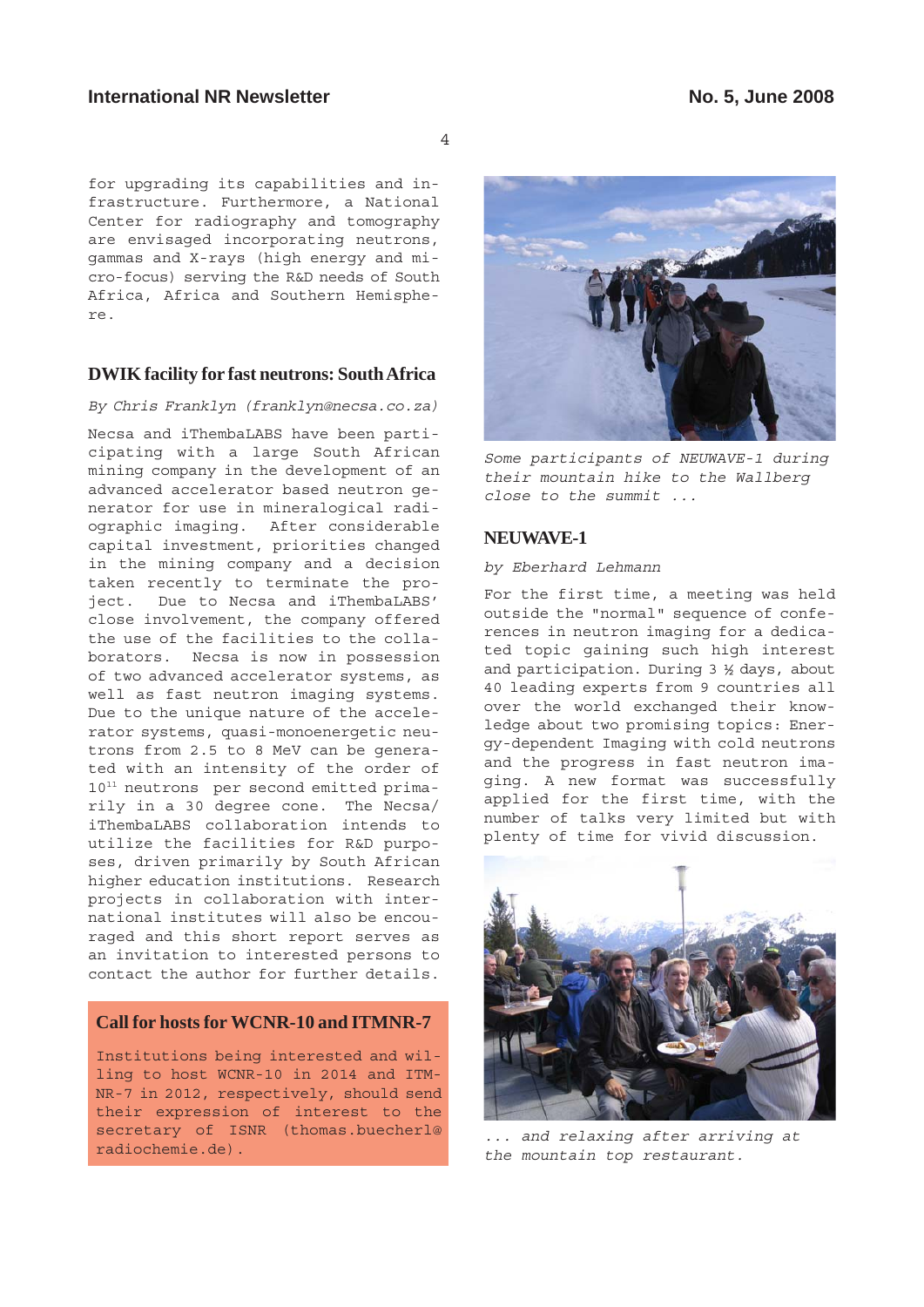for upgrading its capabilities and infrastructure. Furthermore, a National Center for radiography and tomography are envisaged incorporating neutrons, gammas and X-rays (high energy and micro-focus) serving the R&D needs of South Africa, Africa and Southern Hemisphere.

## DWIK facility for fast neutrons: South Africa

*By Chris Franklyn (franklyn@necsa.co.za)*

Necsa and iThembaLABS have been participating with a large South African mining company in the development of an advanced accelerator based neutron generator for use in mineralogical radiographic imaging. After considerable capital investment, priorities changed in the mining company and a decision taken recently to terminate the project. Due to Necsa and iThembaLABS' close involvement, the company offered the use of the facilities to the collaborators. Necsa is now in possession of two advanced accelerator systems, as well as fast neutron imaging systems. Due to the unique nature of the accelerator systems, quasi-monoenergetic neutrons from 2.5 to 8 MeV can be generated with an intensity of the order of $10^{11}$ neutrons per second emitted primarily in a 30 degree cone. The Necsa/iThembaLABS collaboration intends to utilize the facilities for R&D purposes, driven primarily by South African higher education institutions. Research projects in collaboration with international institutes will also be encouraged and this short report serves as an invitation to interested persons to contact the author for further details.

## Call for hosts for WCNR-10 and ITMNR-7

Institutions being interested and willing to host WCNR-10 in 2014 and ITMNR-7 in 2012, respectively, should send their expression of interest to the secretary of ISNR (thomas.buecherl@radiochemie.de).

*Some participants of NEUWAVE-1 during their mountain hike to the Wallberg close to the summit ...*

## NEUWAVE-1

*by Eberhard Lehmann*

For the first time, a meeting was held outside the "normal" sequence of conferences in neutron imaging for a dedicated topic gaining such high interest and participation. During 3 ½ days, about 40 leading experts from 9 countries all over the world exchanged their knowledge about two promising topics: Energy-dependent Imaging with cold neutrons and the progress in fast neutron imaging. A new format was successfully applied for the first time, with the number of talks very limited but with plenty of time for vivid discussion.

*... and relaxing after arriving at the mountain top restaurant.*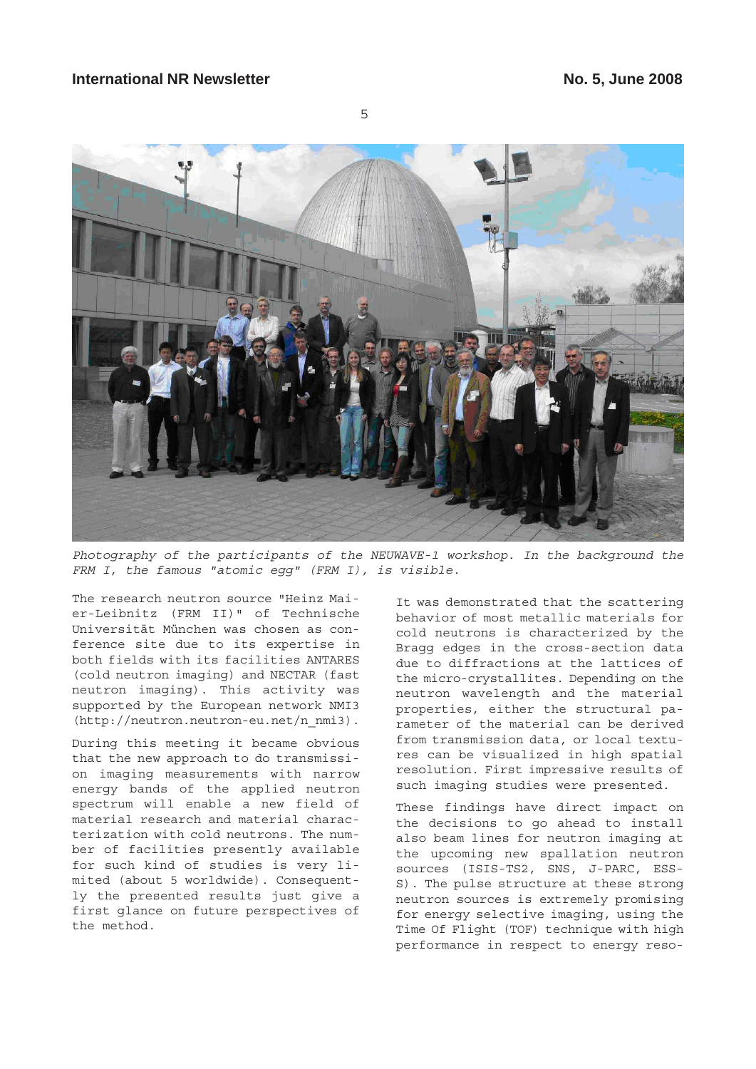*Photography of the participants of the NEUWAVE-1 workshop. In the background the FRM I, the famous "atomic egg" (FRM I), is visible.*

The research neutron source "Heinz Maier-Leibnitz (FRM II)" of Technische Universität München was chosen as conference site due to its expertise in both fields with its facilities ANTARES (cold neutron imaging) and NECTAR (fast neutron imaging). This activity was supported by the European network NMI3 (http://neutron.neutron-eu.net/n_nmi3).

During this meeting it became obvious that the new approach to do transmission imaging measurements with narrow energy bands of the applied neutron spectrum will enable a new field of material research and material characterization with cold neutrons. The number of facilities presently available for such kind of studies is very limited (about 5 worldwide). Consequently the presented results just give a first glance on future perspectives of the method.

It was demonstrated that the scattering behavior of most metallic materials for cold neutrons is characterized by the Bragg edges in the cross-section data due to diffractions at the lattices of the micro-crystallites. Depending on the neutron wavelength and the material properties, either the structural parameter of the material can be derived from transmission data, or local textures can be visualized in high spatial resolution. First impressive results of such imaging studies were presented.

These findings have direct impact on the decisions to go ahead to install also beam lines for neutron imaging at the upcoming new spallation neutron sources (ISIS-TS2, SNS, J-PARC, ESS-S). The pulse structure at these strong neutron sources is extremely promising for energy selective imaging, using the Time Of Flight (TOF) technique with high performance in respect to energy reso-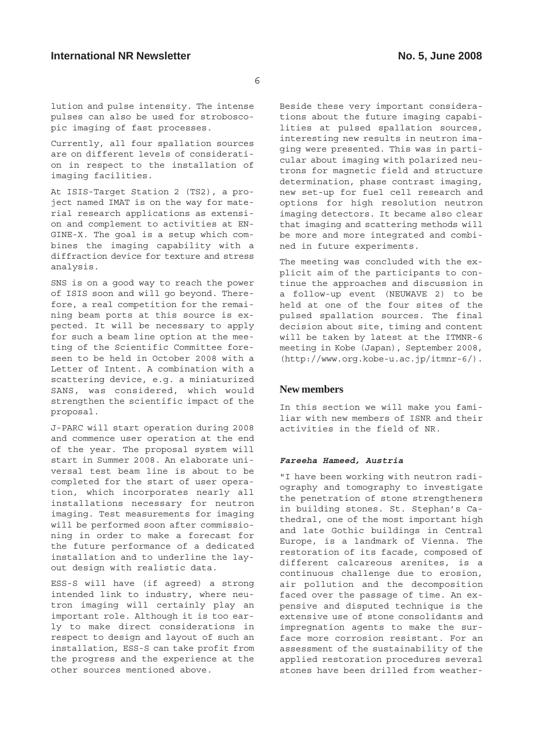lution and pulse intensity. The intense pulses can also be used for stroboscopic imaging of fast processes.

Currently, all four spallation sources are on different levels of consideration in respect to the installation of imaging facilities.

At ISIS-Target Station 2 (TS2), a project named IMAT is on the way for material research applications as extension and complement to activities at ENGINE-X. The goal is a setup which combines the imaging capability with a diffraction device for texture and stress analysis.

SNS is on a good way to reach the power of ISIS soon and will go beyond. Therefore, a real competition for the remaining beam ports at this source is expected. It will be necessary to apply for such a beam line option at the meeting of the Scientific Committee foreseen to be held in October 2008 with a Letter of Intent. A combination with a scattering device, e.g. a miniaturized SANS, was considered, which would strengthen the scientific impact of the proposal.

J-PARC will start operation during 2008 and commence user operation at the end of the year. The proposal system will start in Summer 2008. An elaborate universal test beam line is about to be completed for the start of user operation, which incorporates nearly all installations necessary for neutron imaging. Test measurements for imaging will be performed soon after commissioning in order to make a forecast for the future performance of a dedicated installation and to underline the layout design with realistic data.

ESS-S will have (if agreed) a strong intended link to industry, where neutron imaging will certainly play an important role. Although it is too early to make direct considerations in respect to design and layout of such an installation, ESS-S can take profit from the progress and the experience at the other sources mentioned above.

Beside these very important considerations about the future imaging capabilities at pulsed spallation sources, interesting new results in neutron imaging were presented. This was in particular about imaging with polarized neutrons for magnetic field and structure determination, phase contrast imaging, new set-up for fuel cell research and options for high resolution neutron imaging detectors. It became also clear that imaging and scattering methods will be more and more integrated and combined in future experiments.

The meeting was concluded with the explicit aim of the participants to continue the approaches and discussion in a follow-up event (NEUWAVE 2) to be held at one of the four sites of the pulsed spallation sources. The final decision about site, timing and content will be taken by latest at the ITMNR-6 meeting in Kobe (Japan), September 2008, (http://www.org.kobe-u.ac.jp/itmnr-6/).

## New members

In this section we will make you familiar with new members of ISNR and their activities in the field of NR.

***Fareeha Hameed, Austria***

"I have been working with neutron radiography and tomography to investigate the penetration of stone strengtheners in building stones. St. Stephan's Cathedral, one of the most important high and late Gothic buildings in Central Europe, is a landmark of Vienna. The restoration of its facade, composed of different calcareous arenites, is a continuous challenge due to erosion, air pollution and the decomposition faced over the passage of time. An expensive and disputed technique is the extensive use of stone consolidants and impregnation agents to make the surface more corrosion resistant. For an assessment of the sustainability of the applied restoration procedures several stones have been drilled from weather-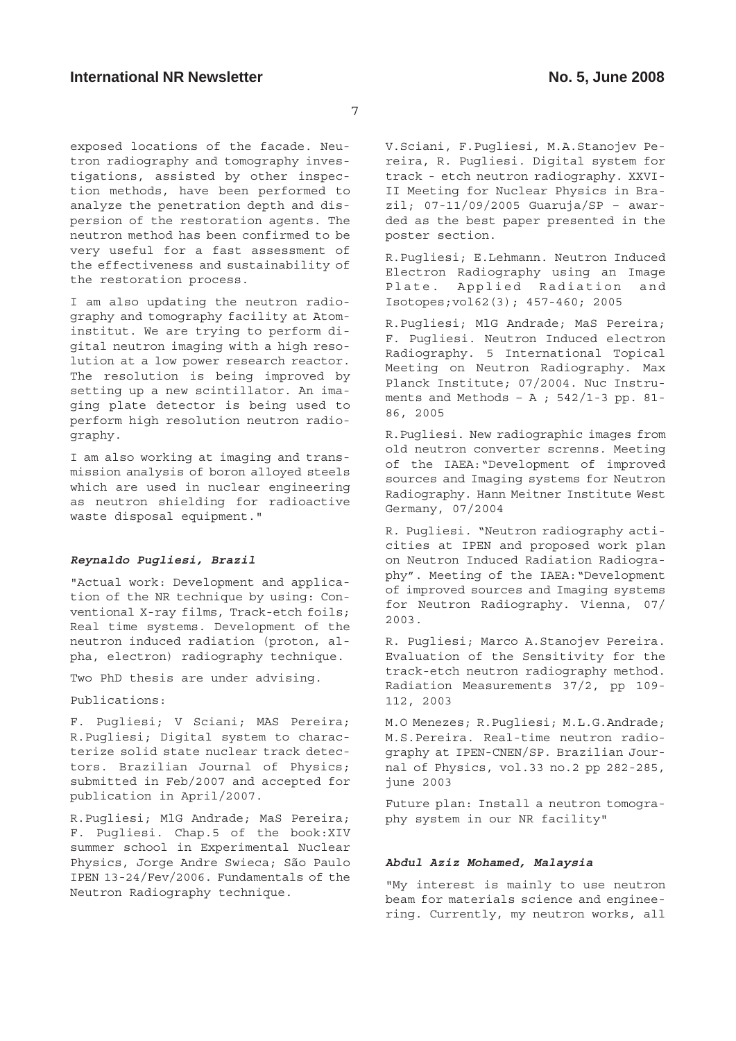exposed locations of the facade. Neutron radiography and tomography investigations, assisted by other inspection methods, have been performed to analyze the penetration depth and dispersion of the restoration agents. The neutron method has been confirmed to be very useful for a fast assessment of the effectiveness and sustainability of the restoration process.

I am also updating the neutron radiography and tomography facility at Atominstitut. We are trying to perform digital neutron imaging with a high resolution at a low power research reactor. The resolution is being improved by setting up a new scintillator. An imaging plate detector is being used to perform high resolution neutron radiography.

I am also working at imaging and transmission analysis of boron alloyed steels which are used in nuclear engineering as neutron shielding for radioactive waste disposal equipment."

***Reynaldo Pugliesi, Brazil***

"Actual work: Development and application of the NR technique by using: Conventional X-ray films, Track-etch foils; Real time systems. Development of the neutron induced radiation (proton, alpha, electron) radiography technique.

Two PhD thesis are under advising.

Publications:

F. Pugliesi; V Sciani; MAS Pereira; R.Pugliesi; Digital system to characterize solid state nuclear track detectors. Brazilian Journal of Physics; submitted in Feb/2007 and accepted for publication in April/2007.

R.Pugliesi; MlG Andrade; MaS Pereira; F. Pugliesi. Chap.5 of the book:XIV summer school in Experimental Nuclear Physics, Jorge Andre Swieca; São Paulo IPEN 13-24/Fev/2006. Fundamentals of the Neutron Radiography technique.

V.Sciani, F.Pugliesi, M.A.Stanojev Pereira, R. Pugliesi. Digital system for track - etch neutron radiography. XXVIII Meeting for Nuclear Physics in Brazil; 07-11/09/2005 Guaruja/SP – awarded as the best paper presented in the poster section.

R.Pugliesi; E.Lehmann. Neutron Induced Electron Radiography using an Image Plate. Applied Radiation and Isotopes;vol62(3); 457-460; 2005

R.Pugliesi; MlG Andrade; MaS Pereira; F. Pugliesi. Neutron Induced electron Radiography. 5 International Topical Meeting on Neutron Radiography. Max Planck Institute; 07/2004. Nuc Instruments and Methods – A ; 542/1-3 pp. 81-86, 2005

R.Pugliesi. New radiographic images from old neutron converter screnns. Meeting of the IAEA:"Development of improved sources and Imaging systems for Neutron Radiography. Hann Meitner Institute West Germany, 07/2004

R. Pugliesi. "Neutron radiography acticities at IPEN and proposed work plan on Neutron Induced Radiation Radiography". Meeting of the IAEA:"Development of improved sources and Imaging systems for Neutron Radiography. Vienna, 07/2003.

R. Pugliesi; Marco A.Stanojev Pereira. Evaluation of the Sensitivity for the track-etch neutron radiography method. Radiation Measurements 37/2, pp 109-112, 2003

M.O Menezes; R.Pugliesi; M.L.G.Andrade; M.S.Pereira. Real-time neutron radiography at IPEN-CNEN/SP. Brazilian Journal of Physics, vol.33 no.2 pp 282-285, june 2003

Future plan: Install a neutron tomography system in our NR facility"

***Abdul Aziz Mohamed, Malaysia***

"My interest is mainly to use neutron beam for materials science and engineering. Currently, my neutron works, all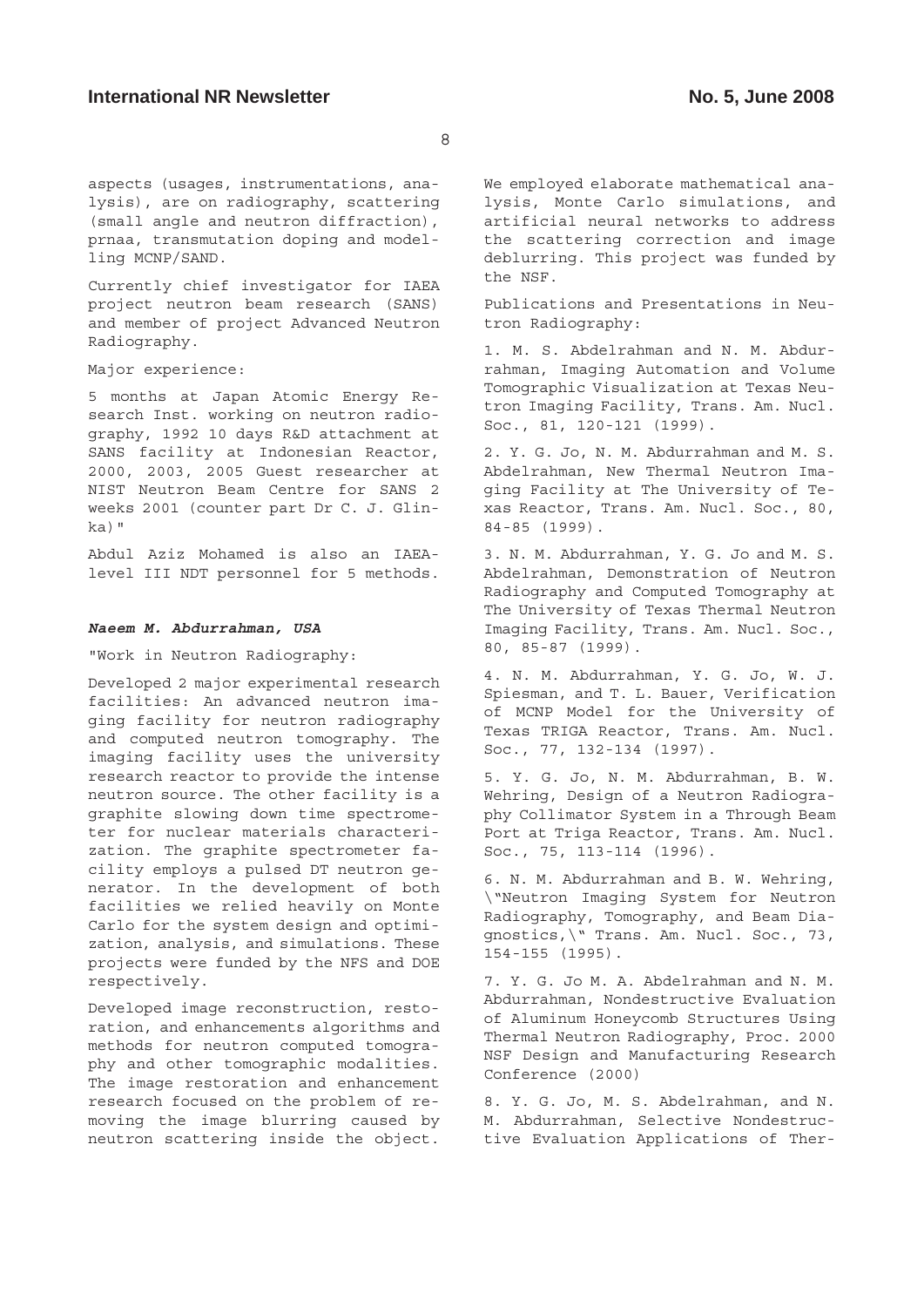aspects (usages, instrumentations, analysis), are on radiography, scattering (small angle and neutron diffraction), prnaa, transmutation doping and modelling MCNP/SAND.

Currently chief investigator for IAEA project neutron beam research (SANS) and member of project Advanced Neutron Radiography.

Major experience:

5 months at Japan Atomic Energy Research Inst. working on neutron radiography, 1992 10 days R&D attachment at SANS facility at Indonesian Reactor, 2000, 2003, 2005 Guest researcher at NIST Neutron Beam Centre for SANS 2 weeks 2001 (counter part Dr C. J. Glinka)"

Abdul Aziz Mohamed is also an IAEA-level III NDT personnel for 5 methods.

***Naeem M. Abdurrahman, USA***

"Work in Neutron Radiography:

Developed 2 major experimental research facilities: An advanced neutron imaging facility for neutron radiography and computed neutron tomography. The imaging facility uses the university research reactor to provide the intense neutron source. The other facility is a graphite slowing down time spectrometer for nuclear materials characterization. The graphite spectrometer facility employs a pulsed DT neutron generator. In the development of both facilities we relied heavily on Monte Carlo for the system design and optimization, analysis, and simulations. These projects were funded by the NFS and DOE respectively.

Developed image reconstruction, restoration, and enhancements algorithms and methods for neutron computed tomography and other tomographic modalities. The image restoration and enhancement research focused on the problem of removing the image blurring caused by neutron scattering inside the object. We employed elaborate mathematical analysis, Monte Carlo simulations, and artificial neural networks to address the scattering correction and image deblurring. This project was funded by the NSF.

Publications and Presentations in Neutron Radiography:

1. M. S. Abdelrahman and N. M. Abdurrahman, Imaging Automation and Volume Tomographic Visualization at Texas Neutron Imaging Facility, Trans. Am. Nucl. Soc., 81, 120-121 (1999).

2. Y. G. Jo, N. M. Abdurrahman and M. S. Abdelrahman, New Thermal Neutron Imaging Facility at The University of Texas Reactor, Trans. Am. Nucl. Soc., 80, 84-85 (1999).

3. N. M. Abdurrahman, Y. G. Jo and M. S. Abdelrahman, Demonstration of Neutron Radiography and Computed Tomography at The University of Texas Thermal Neutron Imaging Facility, Trans. Am. Nucl. Soc., 80, 85-87 (1999).

4. N. M. Abdurrahman, Y. G. Jo, W. J. Spiesman, and T. L. Bauer, Verification of MCNP Model for the University of Texas TRIGA Reactor, Trans. Am. Nucl. Soc., 77, 132-134 (1997).

5. Y. G. Jo, N. M. Abdurrahman, B. W. Wehring, Design of a Neutron Radiography Collimator System in a Through Beam Port at Triga Reactor, Trans. Am. Nucl. Soc., 75, 113-114 (1996).

6. N. M. Abdurrahman and B. W. Wehring, \"Neutron Imaging System for Neutron Radiography, Tomography, and Beam Diagnostics,\" Trans. Am. Nucl. Soc., 73, 154-155 (1995).

7. Y. G. Jo M. A. Abdelrahman and N. M. Abdurrahman, Nondestructive Evaluation of Aluminum Honeycomb Structures Using Thermal Neutron Radiography, Proc. 2000 NSF Design and Manufacturing Research Conference (2000)

8. Y. G. Jo, M. S. Abdelrahman, and N. M. Abdurrahman, Selective Nondestructive Evaluation Applications of Ther-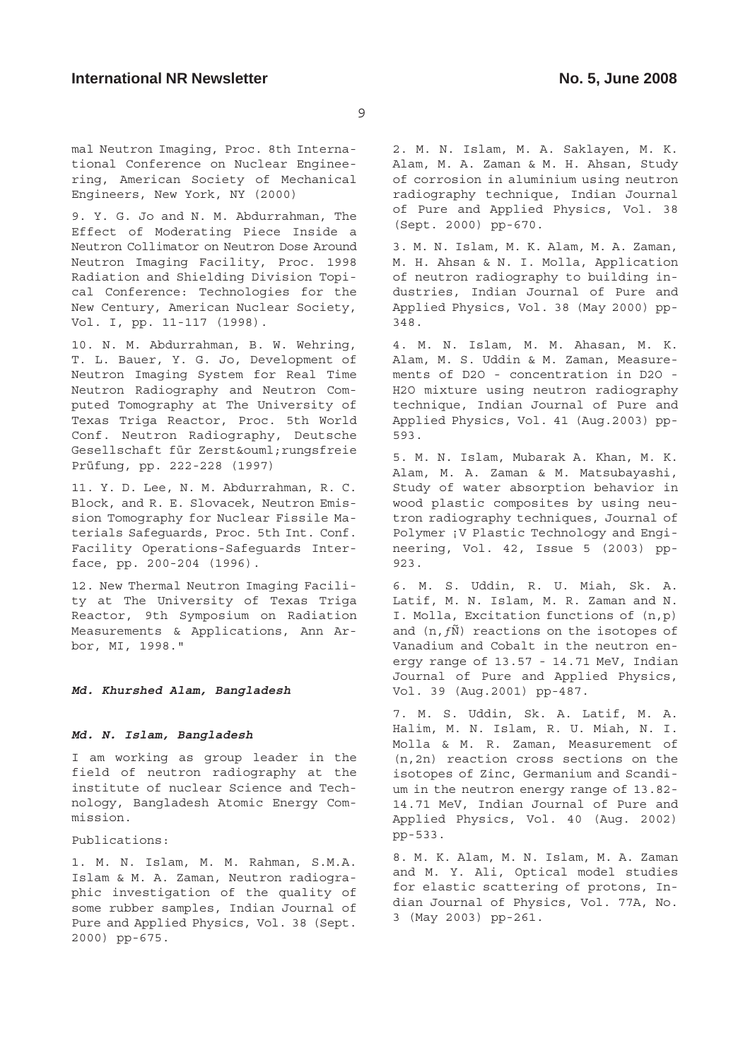mal Neutron Imaging, Proc. 8th International Conference on Nuclear Engineering, American Society of Mechanical Engineers, New York, NY (2000)

9. Y. G. Jo and N. M. Abdurrahman, The Effect of Moderating Piece Inside a Neutron Collimator on Neutron Dose Around Neutron Imaging Facility, Proc. 1998 Radiation and Shielding Division Topical Conference: Technologies for the New Century, American Nuclear Society, Vol. I, pp. 11-117 (1998).

10. N. M. Abdurrahman, B. W. Wehring, T. L. Bauer, Y. G. Jo, Development of Neutron Imaging System for Real Time Neutron Radiography and Neutron Computed Tomography at The University of Texas Triga Reactor, Proc. 5th World Conf. Neutron Radiography, Deutsche Gesellschaft für Zerst&ouml;rungsfreie Prűfung, pp. 222-228 (1997)

11. Y. D. Lee, N. M. Abdurrahman, R. C. Block, and R. E. Slovacek, Neutron Emission Tomography for Nuclear Fissile Materials Safeguards, Proc. 5th Int. Conf. Facility Operations-Safeguards Interface, pp. 200-204 (1996).

12. New Thermal Neutron Imaging Facility at The University of Texas Triga Reactor, 9th Symposium on Radiation Measurements & Applications, Ann Arbor, MI, 1998."

***Md. Khurshed Alam, Bangladesh***

***Md. N. Islam, Bangladesh***

I am working as group leader in the field of neutron radiography at the institute of nuclear Science and Technology, Bangladesh Atomic Energy Commission.

Publications:

1. M. N. Islam, M. M. Rahman, S.M.A. Islam & M. A. Zaman, Neutron radiographic investigation of the quality of some rubber samples, Indian Journal of Pure and Applied Physics, Vol. 38 (Sept. 2000) pp-675.

2. M. N. Islam, M. A. Saklayen, M. K. Alam, M. A. Zaman & M. H. Ahsan, Study of corrosion in aluminium using neutron radiography technique, Indian Journal of Pure and Applied Physics, Vol. 38 (Sept. 2000) pp-670.

3. M. N. Islam, M. K. Alam, M. A. Zaman, M. H. Ahsan & N. I. Molla, Application of neutron radiography to building industries, Indian Journal of Pure and Applied Physics, Vol. 38 (May 2000) pp-348.

4. M. N. Islam, M. M. Ahasan, M. K. Alam, M. S. Uddin & M. Zaman, Measurements of D2O - concentration in D2O - H2O mixture using neutron radiography technique, Indian Journal of Pure and Applied Physics, Vol. 41 (Aug.2003) pp-593.

5. M. N. Islam, Mubarak A. Khan, M. K. Alam, M. A. Zaman & M. Matsubayashi, Study of water absorption behavior in wood plastic composites by using neutron radiography techniques, Journal of Polymer ¡V Plastic Technology and Engineering, Vol. 42, Issue 5 (2003) pp-923.

6. M. S. Uddin, R. U. Miah, Sk. A. Latif, M. N. Islam, M. R. Zaman and N. I. Molla, Excitation functions of (n,p) and (n,ƒÑ) reactions on the isotopes of Vanadium and Cobalt in the neutron energy range of 13.57 - 14.71 MeV, Indian Journal of Pure and Applied Physics, Vol. 39 (Aug.2001) pp-487.

7. M. S. Uddin, Sk. A. Latif, M. A. Halim, M. N. Islam, R. U. Miah, N. I. Molla & M. R. Zaman, Measurement of (n,2n) reaction cross sections on the isotopes of Zinc, Germanium and Scandium in the neutron energy range of 13.82-14.71 MeV, Indian Journal of Pure and Applied Physics, Vol. 40 (Aug. 2002) pp-533.

8. M. K. Alam, M. N. Islam, M. A. Zaman and M. Y. Ali, Optical model studies for elastic scattering of protons, Indian Journal of Physics, Vol. 77A, No. 3 (May 2003) pp-261.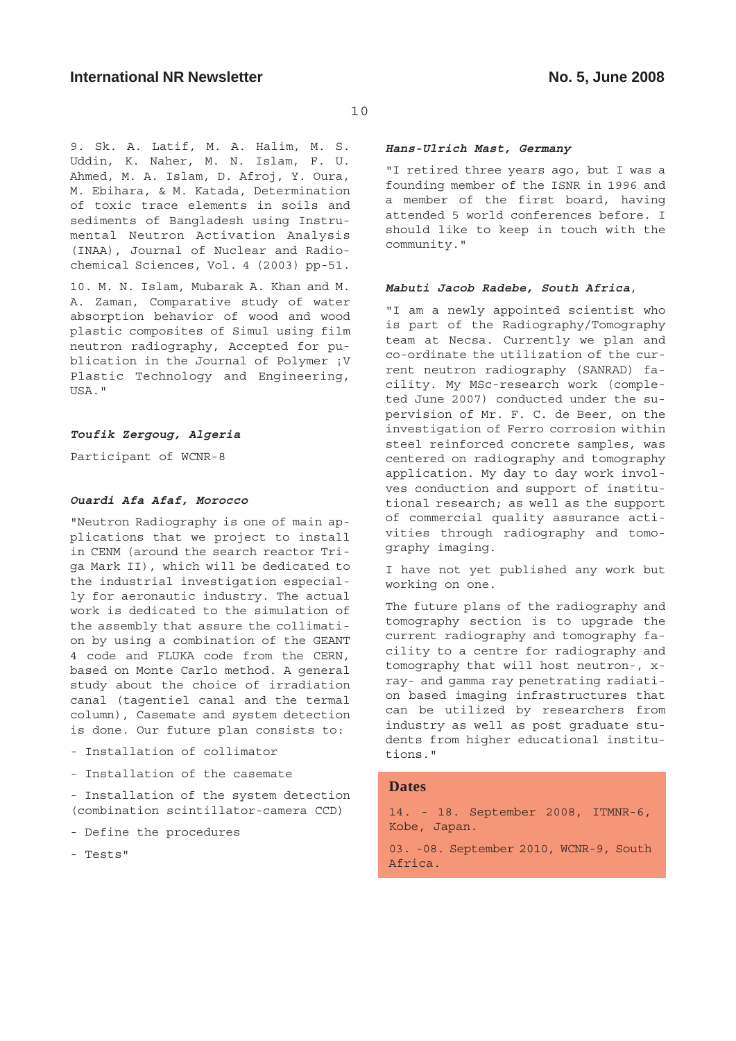9. Sk. A. Latif, M. A. Halim, M. S. Uddin, K. Naher, M. N. Islam, F. U. Ahmed, M. A. Islam, D. Afroj, Y. Oura, M. Ebihara, & M. Katada, Determination of toxic trace elements in soils and sediments of Bangladesh using Instrumental Neutron Activation Analysis (INAA), Journal of Nuclear and Radiochemical Sciences, Vol. 4 (2003) pp-51.

10. M. N. Islam, Mubarak A. Khan and M. A. Zaman, Comparative study of water absorption behavior of wood and wood plastic composites of Simul using film neutron radiography, Accepted for publication in the Journal of Polymer ¡V Plastic Technology and Engineering, USA."

***Toufik Zergoug, Algeria***

Participant of WCNR-8

***Ouardi Afa Afaf, Morocco***

"Neutron Radiography is one of main applications that we project to install in CENM (around the search reactor Triga Mark II), which will be dedicated to the industrial investigation especially for aeronautic industry. The actual work is dedicated to the simulation of the assembly that assure the collimation by using a combination of the GEANT 4 code and FLUKA code from the CERN, based on Monte Carlo method. A general study about the choice of irradiation canal (tagentiel canal and the termal column), Casemate and system detection is done. Our future plan consists to:

- Installation of collimator
- Installation of the casemate
- Installation of the system detection (combination scintillator-camera CCD)
- Define the procedures
- Tests"

***Hans-Ulrich Mast, Germany***

"I retired three years ago, but I was a founding member of the ISNR in 1996 and a member of the first board, having attended 5 world conferences before. I should like to keep in touch with the community."

***Mabuti Jacob Radebe, South Africa***,

"I am a newly appointed scientist who is part of the Radiography/Tomography team at Necsa. Currently we plan and co-ordinate the utilization of the current neutron radiography (SANRAD) facility. My MSc-research work (completed June 2007) conducted under the supervision of Mr. F. C. de Beer, on the investigation of Ferro corrosion within steel reinforced concrete samples, was centered on radiography and tomography application. My day to day work involves conduction and support of institutional research; as well as the support of commercial quality assurance activities through radiography and tomography imaging.

I have not yet published any work but working on one.

The future plans of the radiography and tomography section is to upgrade the current radiography and tomography facility to a centre for radiography and tomography that will host neutron-, x-ray- and gamma ray penetrating radiation based imaging infrastructures that can be utilized by researchers from industry as well as post graduate students from higher educational institutions."

## Dates

14. - 18. September 2008, ITMNR-6, Kobe, Japan.

03. -08. September 2010, WCNR-9, South Africa.